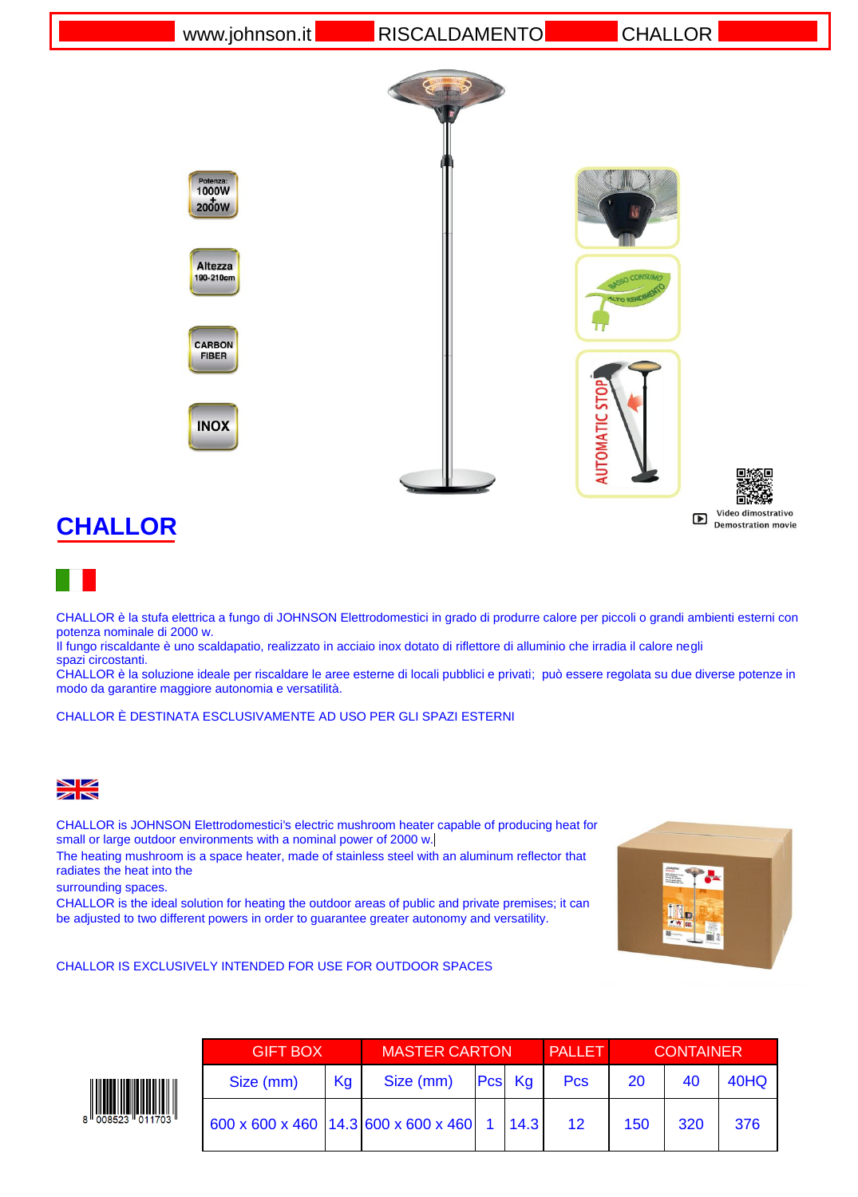www.johnson.it | RISCALDAMENTO | CHALLOR

Potenza: 1000W + 2000W

Altezza 190-210cm

CARBON FIBER

INOX

BASSO CONSUMO ALTO RENDIMENTO

AUTOMATIC STOP

Video dimostrativo
Demostration movie

# CHALLOR

CHALLOR è la stufa elettrica a fungo di JOHNSON Elettrodomestici in grado di produrre calore per piccoli o grandi ambienti esterni con potenza nominale di 2000 w.
Il fungo riscaldante è uno scaldapatio, realizzato in acciaio inox dotato di riflettore di alluminio che irradia il calore negli spazi circostanti.
CHALLOR è la soluzione ideale per riscaldare le aree esterne di locali pubblici e privati; può essere regolata su due diverse potenze in modo da garantire maggiore autonomia e versatilità.

CHALLOR È DESTINATA ESCLUSIVAMENTE AD USO PER GLI SPAZI ESTERNI

CHALLOR is JOHNSON Elettrodomestici's electric mushroom heater capable of producing heat for small or large outdoor environments with a nominal power of 2000 w.
The heating mushroom is a space heater, made of stainless steel with an aluminum reflector that radiates the heat into the surrounding spaces.
CHALLOR is the ideal solution for heating the outdoor areas of public and private premises; it can be adjusted to two different powers in order to guarantee greater autonomy and versatility.

CHALLOR IS EXCLUSIVELY INTENDED FOR USE FOR OUTDOOR SPACES

8 008523 011703

| GIFT BOX | | MASTER CARTON | | | PALLET | CONTAINER | | |
|---|---|---|---|---|---|---|---|---|
| Size (mm) | Kg | Size (mm) | Pcs | Kg | Pcs | 20 | 40 | 40HQ |
| 600 x 600 x 460 | 14.3 | 600 x 600 x 460 | 1 | 14.3 | 12 | 150 | 320 | 376 |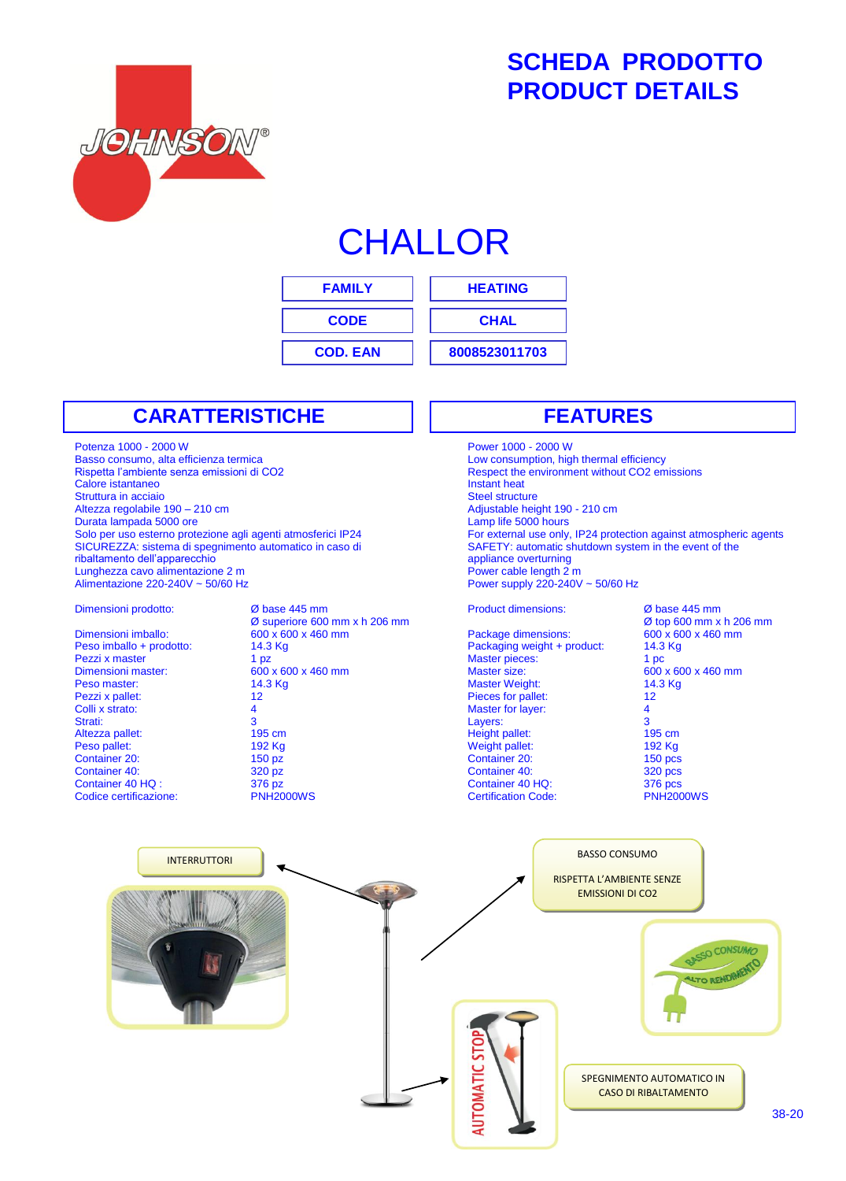# SCHEDA PRODOTTO
# PRODUCT DETAILS

# CHALLOR

| | |
|---|---|
| FAMILY | HEATING |
| CODE | CHAL |
| COD. EAN | 8008523011703 |

## CARATTERISTICHE

Potenza 1000 - 2000 W
Basso consumo, alta efficienza termica
Rispetta l'ambiente senza emissioni di $CO_2$
Calore istantaneo
Struttura in acciaio
Altezza regolabile 190 – 210 cm
Durata lampada 5000 ore
Solo per uso esterno protezione agli agenti atmosferici IP24
SICUREZZA: sistema di spegnimento automatico in caso di ribaltamento dell'apparecchio
Lunghezza cavo alimentazione 2 m
Alimentazione 220-240V ~ 50/60 Hz

| | |
|---|---|
| Dimensioni prodotto: | Ø base 445 mm<br>Ø superiore 600 mm x h 206 mm |
| Dimensioni imballo: | 600 x 600 x 460 mm |
| Peso imballo + prodotto: | 14.3 Kg |
| Pezzi x master | 1 pz |
| Dimensioni master: | 600 x 600 x 460 mm |
| Peso master: | 14.3 Kg |
| Pezzi x pallet: | 12 |
| Colli x strato: | 4 |
| Strati: | 3 |
| Altezza pallet: | 195 cm |
| Peso pallet: | 192 Kg |
| Container 20: | 150 pz |
| Container 40: | 320 pz |
| Container 40 HQ : | 376 pz |
| Codice certificazione: | PNH2000WS |

## FEATURES

Power 1000 - 2000 W
Low consumption, high thermal efficiency
Respect the environment without $CO_2$ emissions
Instant heat
Steel structure
Adjustable height 190 - 210 cm
Lamp life 5000 hours
For external use only, IP24 protection against atmospheric agents
SAFETY: automatic shutdown system in the event of the appliance overturning
Power cable length 2 m
Power supply 220-240V ~ 50/60 Hz

| | |
|---|---|
| Product dimensions: | Ø base 445 mm<br>Ø top 600 mm x h 206 mm |
| Package dimensions: | 600 x 600 x 460 mm |
| Packaging weight + product: | 14.3 Kg |
| Master pieces: | 1 pc |
| Master size: | 600 x 600 x 460 mm |
| Master Weight: | 14.3 Kg |
| Pieces for pallet: | 12 |
| Master for layer: | 4 |
| Layers: | 3 |
| Height pallet: | 195 cm |
| Weight pallet: | 192 Kg |
| Container 20: | 150 pcs |
| Container 40: | 320 pcs |
| Container 40 HQ: | 376 pcs |
| Certification Code: | PNH2000WS |

INTERRUTTORI

BASSO CONSUMO

RISPETTA L'AMBIENTE SENZE EMISSIONI DI $CO_2$

SPEGNIMENTO AUTOMATICO IN CASO DI RIBALTAMENTO

38-20